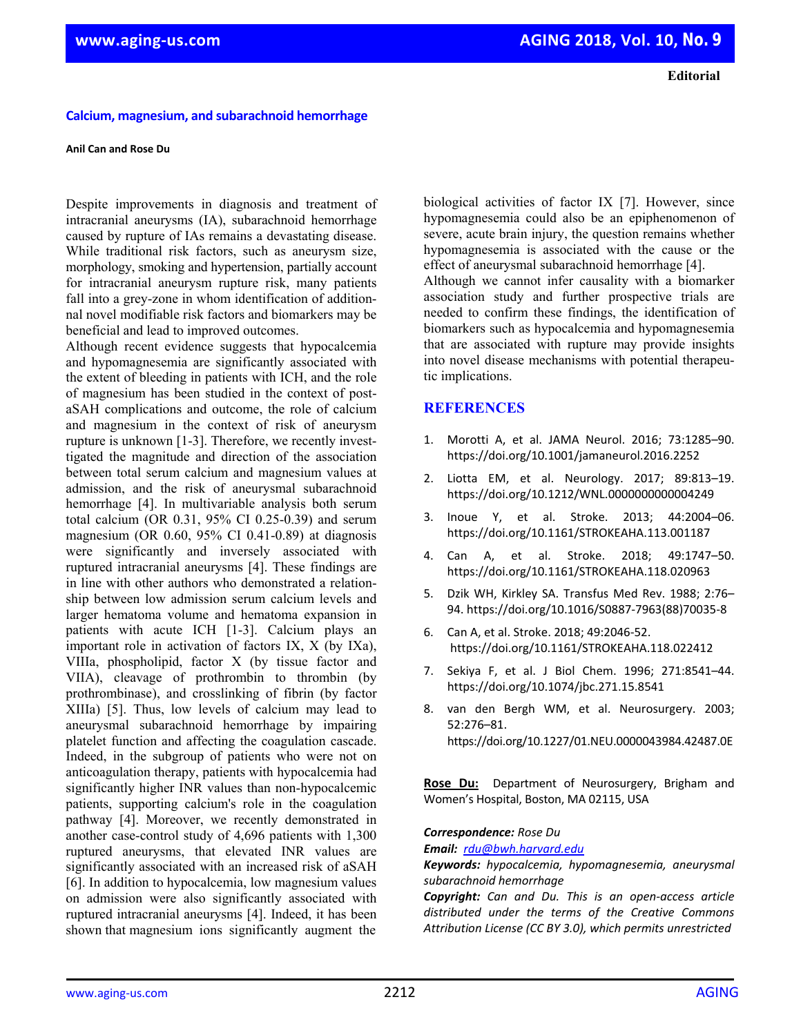**Editorial**

# Calcium, magnesium, and subarachnoid hemorrhage

**Anil Can and Rose Du**

Despite improvements in diagnosis and treatment of intracranial aneurysms (IA), subarachnoid hemorrhage caused by rupture of IAs remains a devastating disease. While traditional risk factors, such as aneurysm size, morphology, smoking and hypertension, partially account for intracranial aneurysm rupture risk, many patients fall into a grey-zone in whom identification of additional novel modifiable risk factors and biomarkers may be beneficial and lead to improved outcomes.

Although recent evidence suggests that hypocalcemia and hypomagnesemia are significantly associated with the extent of bleeding in patients with ICH, and the role of magnesium has been studied in the context of post-aSAH complications and outcome, the role of calcium and magnesium in the context of risk of aneurysm rupture is unknown [1-3]. Therefore, we recently investigated the magnitude and direction of the association between total serum calcium and magnesium values at admission, and the risk of aneurysmal subarachnoid hemorrhage [4]. In multivariable analysis both serum total calcium (OR 0.31, 95% CI 0.25-0.39) and serum magnesium (OR 0.60, 95% CI 0.41-0.89) at diagnosis were significantly and inversely associated with ruptured intracranial aneurysms [4]. These findings are in line with other authors who demonstrated a relationship between low admission serum calcium levels and larger hematoma volume and hematoma expansion in patients with acute ICH [1-3]. Calcium plays an important role in activation of factors IX, X (by IXa), VIIIa, phospholipid, factor X (by tissue factor and VIIA), cleavage of prothrombin to thrombin (by prothrombinase), and crosslinking of fibrin (by factor XIIIa) [5]. Thus, low levels of calcium may lead to aneurysmal subarachnoid hemorrhage by impairing platelet function and affecting the coagulation cascade. Indeed, in the subgroup of patients who were not on anticoagulation therapy, patients with hypocalcemia had significantly higher INR values than non-hypocalcemic patients, supporting calcium's role in the coagulation pathway [4]. Moreover, we recently demonstrated in another case-control study of 4,696 patients with 1,300 ruptured aneurysms, that elevated INR values are significantly associated with an increased risk of aSAH [6]. In addition to hypocalcemia, low magnesium values on admission were also significantly associated with ruptured intracranial aneurysms [4]. Indeed, it has been shown that magnesium ions significantly augment the biological activities of factor IX [7]. However, since hypomagnesemia could also be an epiphenomenon of severe, acute brain injury, the question remains whether hypomagnesemia is associated with the cause or the effect of aneurysmal subarachnoid hemorrhage [4].

Although we cannot infer causality with a biomarker association study and further prospective trials are needed to confirm these findings, the identification of biomarkers such as hypocalcemia and hypomagnesemia that are associated with rupture may provide insights into novel disease mechanisms with potential therapeutic implications.

## REFERENCES

1. Morotti A, et al. JAMA Neurol. 2016; 73:1285–90. https://doi.org/10.1001/jamaneurol.2016.2252
2. Liotta EM, et al. Neurology. 2017; 89:813–19. https://doi.org/10.1212/WNL.0000000000004249
3. Inoue Y, et al. Stroke. 2013; 44:2004–06. https://doi.org/10.1161/STROKEAHA.113.001187
4. Can A, et al. Stroke. 2018; 49:1747–50. https://doi.org/10.1161/STROKEAHA.118.020963
5. Dzik WH, Kirkley SA. Transfus Med Rev. 1988; 2:76–94. https://doi.org/10.1016/S0887-7963(88)70035-8
6. Can A, et al. Stroke. 2018; 49:2046-52. https://doi.org/10.1161/STROKEAHA.118.022412
7. Sekiya F, et al. J Biol Chem. 1996; 271:8541–44. https://doi.org/10.1074/jbc.271.15.8541
8. van den Bergh WM, et al. Neurosurgery. 2003; 52:276–81. https://doi.org/10.1227/01.NEU.0000043984.42487.0E

**Rose Du:** Department of Neurosurgery, Brigham and Women's Hospital, Boston, MA 02115, USA

***Correspondence:*** *Rose Du*

***Email:*** *rdu@bwh.harvard.edu*

***Keywords:*** *hypocalcemia, hypomagnesemia, aneurysmal subarachnoid hemorrhage*

***Copyright:*** *Can and Du. This is an open-access article distributed under the terms of the Creative Commons Attribution License (CC BY 3.0), which permits unrestricted*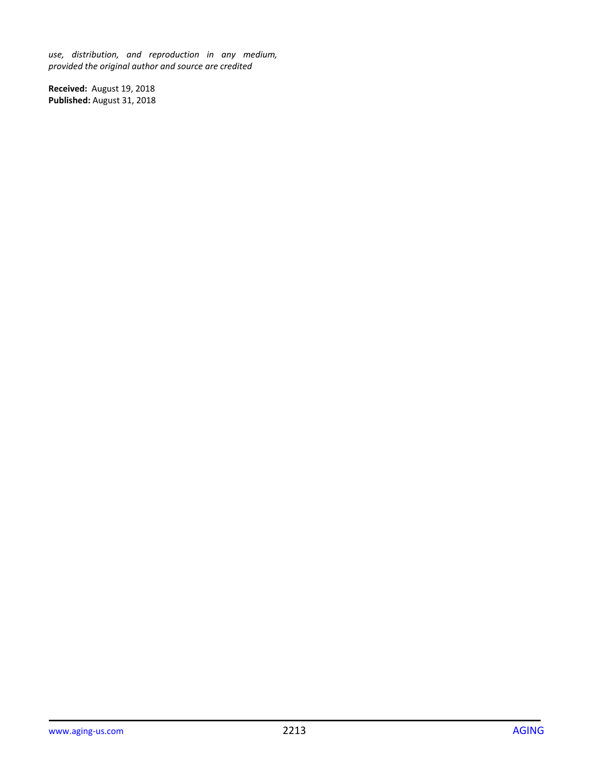*use, distribution, and reproduction in any medium, provided the original author and source are credited*

**Received:** August 19, 2018
**Published:** August 31, 2018